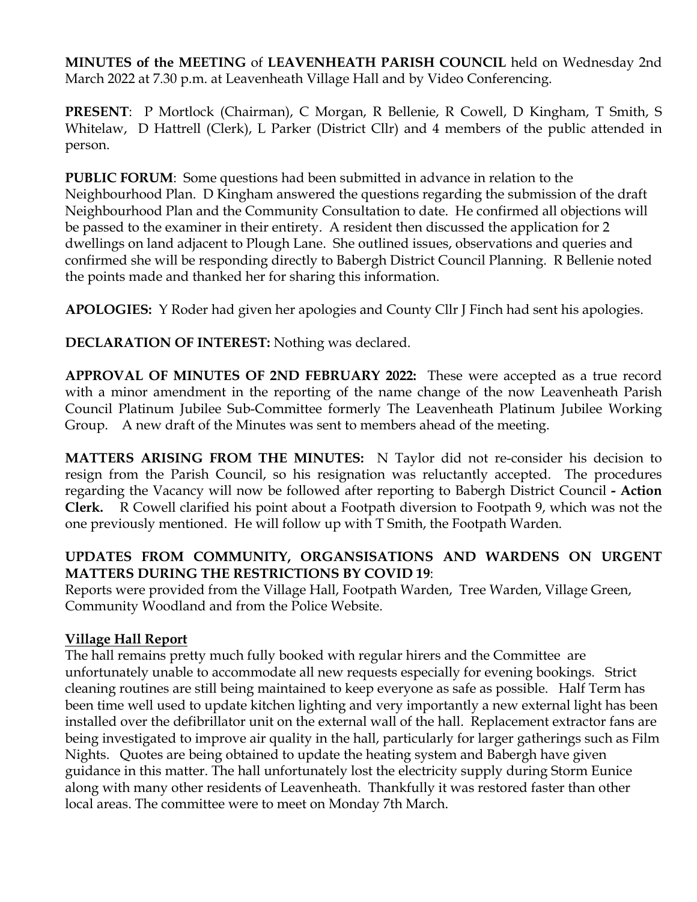**MINUTES of the MEETING** of **LEAVENHEATH PARISH COUNCIL** held on Wednesday 2nd March 2022 at 7.30 p.m. at Leavenheath Village Hall and by Video Conferencing.

**PRESENT**: P Mortlock (Chairman), C Morgan, R Bellenie, R Cowell, D Kingham, T Smith, S Whitelaw, D Hattrell (Clerk), L Parker (District Cllr) and 4 members of the public attended in person.

**PUBLIC FORUM**: Some questions had been submitted in advance in relation to the Neighbourhood Plan. D Kingham answered the questions regarding the submission of the draft Neighbourhood Plan and the Community Consultation to date. He confirmed all objections will be passed to the examiner in their entirety. A resident then discussed the application for 2 dwellings on land adjacent to Plough Lane. She outlined issues, observations and queries and confirmed she will be responding directly to Babergh District Council Planning. R Bellenie noted the points made and thanked her for sharing this information.

**APOLOGIES:** Y Roder had given her apologies and County Cllr J Finch had sent his apologies.

**DECLARATION OF INTEREST:** Nothing was declared.

**APPROVAL OF MINUTES OF 2ND FEBRUARY 2022:** These were accepted as a true record with a minor amendment in the reporting of the name change of the now Leavenheath Parish Council Platinum Jubilee Sub-Committee formerly The Leavenheath Platinum Jubilee Working Group. A new draft of the Minutes was sent to members ahead of the meeting.

**MATTERS ARISING FROM THE MINUTES:** N Taylor did not re-consider his decision to resign from the Parish Council, so his resignation was reluctantly accepted. The procedures regarding the Vacancy will now be followed after reporting to Babergh District Council **- Action Clerk.** R Cowell clarified his point about a Footpath diversion to Footpath 9, which was not the one previously mentioned. He will follow up with T Smith, the Footpath Warden.

**UPDATES FROM COMMUNITY, ORGANSISATIONS AND WARDENS ON URGENT MATTERS DURING THE RESTRICTIONS BY COVID 19**:

Reports were provided from the Village Hall, Footpath Warden, Tree Warden, Village Green, Community Woodland and from the Police Website.

**Village Hall Report**

The hall remains pretty much fully booked with regular hirers and the Committee are unfortunately unable to accommodate all new requests especially for evening bookings. Strict cleaning routines are still being maintained to keep everyone as safe as possible. Half Term has been time well used to update kitchen lighting and very importantly a new external light has been installed over the defibrillator unit on the external wall of the hall. Replacement extractor fans are being investigated to improve air quality in the hall, particularly for larger gatherings such as Film Nights. Quotes are being obtained to update the heating system and Babergh have given guidance in this matter. The hall unfortunately lost the electricity supply during Storm Eunice along with many other residents of Leavenheath. Thankfully it was restored faster than other local areas. The committee were to meet on Monday 7th March.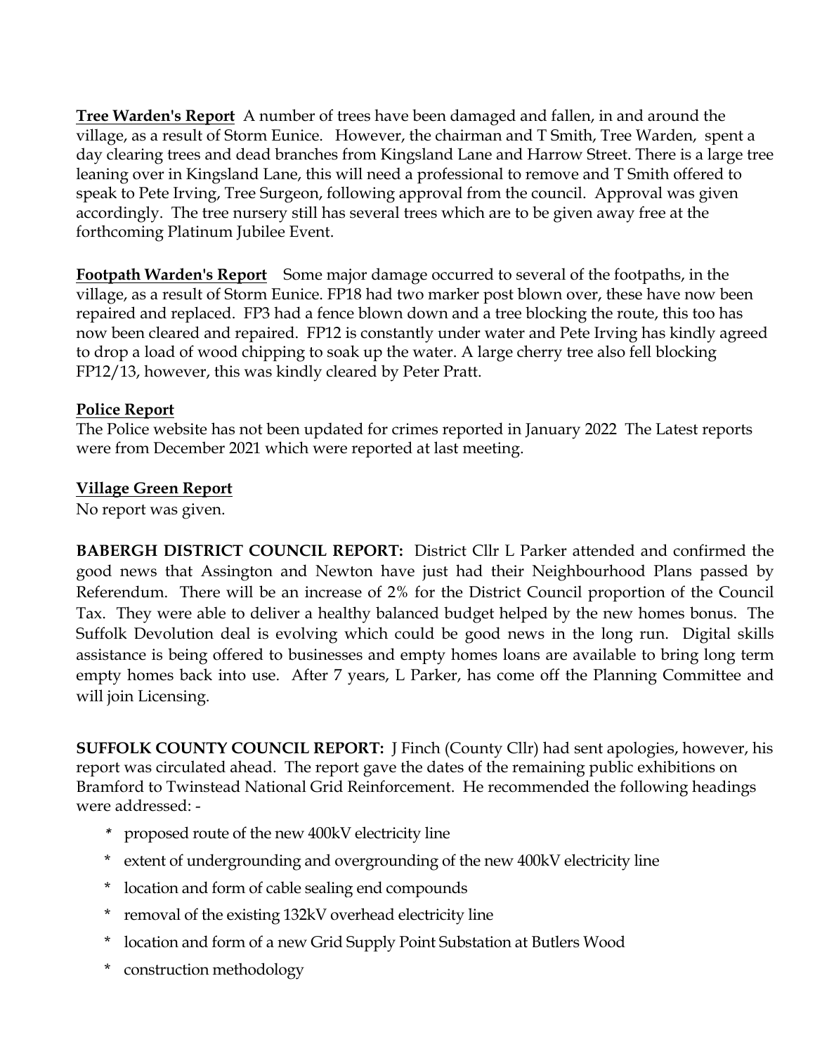**Tree Warden's Report** A number of trees have been damaged and fallen, in and around the village, as a result of Storm Eunice. However, the chairman and T Smith, Tree Warden, spent a day clearing trees and dead branches from Kingsland Lane and Harrow Street. There is a large tree leaning over in Kingsland Lane, this will need a professional to remove and T Smith offered to speak to Pete Irving, Tree Surgeon, following approval from the council. Approval was given accordingly. The tree nursery still has several trees which are to be given away free at the forthcoming Platinum Jubilee Event.

**Footpath Warden's Report** Some major damage occurred to several of the footpaths, in the village, as a result of Storm Eunice. FP18 had two marker post blown over, these have now been repaired and replaced. FP3 had a fence blown down and a tree blocking the route, this too has now been cleared and repaired. FP12 is constantly under water and Pete Irving has kindly agreed to drop a load of wood chipping to soak up the water. A large cherry tree also fell blocking FP12/13, however, this was kindly cleared by Peter Pratt.

**Police Report**

The Police website has not been updated for crimes reported in January 2022 The Latest reports were from December 2021 which were reported at last meeting.

**Village Green Report**

No report was given.

**BABERGH DISTRICT COUNCIL REPORT:** District Cllr L Parker attended and confirmed the good news that Assington and Newton have just had their Neighbourhood Plans passed by Referendum. There will be an increase of 2% for the District Council proportion of the Council Tax. They were able to deliver a healthy balanced budget helped by the new homes bonus. The Suffolk Devolution deal is evolving which could be good news in the long run. Digital skills assistance is being offered to businesses and empty homes loans are available to bring long term empty homes back into use. After 7 years, L Parker, has come off the Planning Committee and will join Licensing.

**SUFFOLK COUNTY COUNCIL REPORT:** J Finch (County Cllr) had sent apologies, however, his report was circulated ahead. The report gave the dates of the remaining public exhibitions on Bramford to Twinstead National Grid Reinforcement. He recommended the following headings were addressed: -

- proposed route of the new 400kV electricity line
- extent of undergrounding and overgrounding of the new 400kV electricity line
- location and form of cable sealing end compounds
- removal of the existing 132kV overhead electricity line
- location and form of a new Grid Supply Point Substation at Butlers Wood
- construction methodology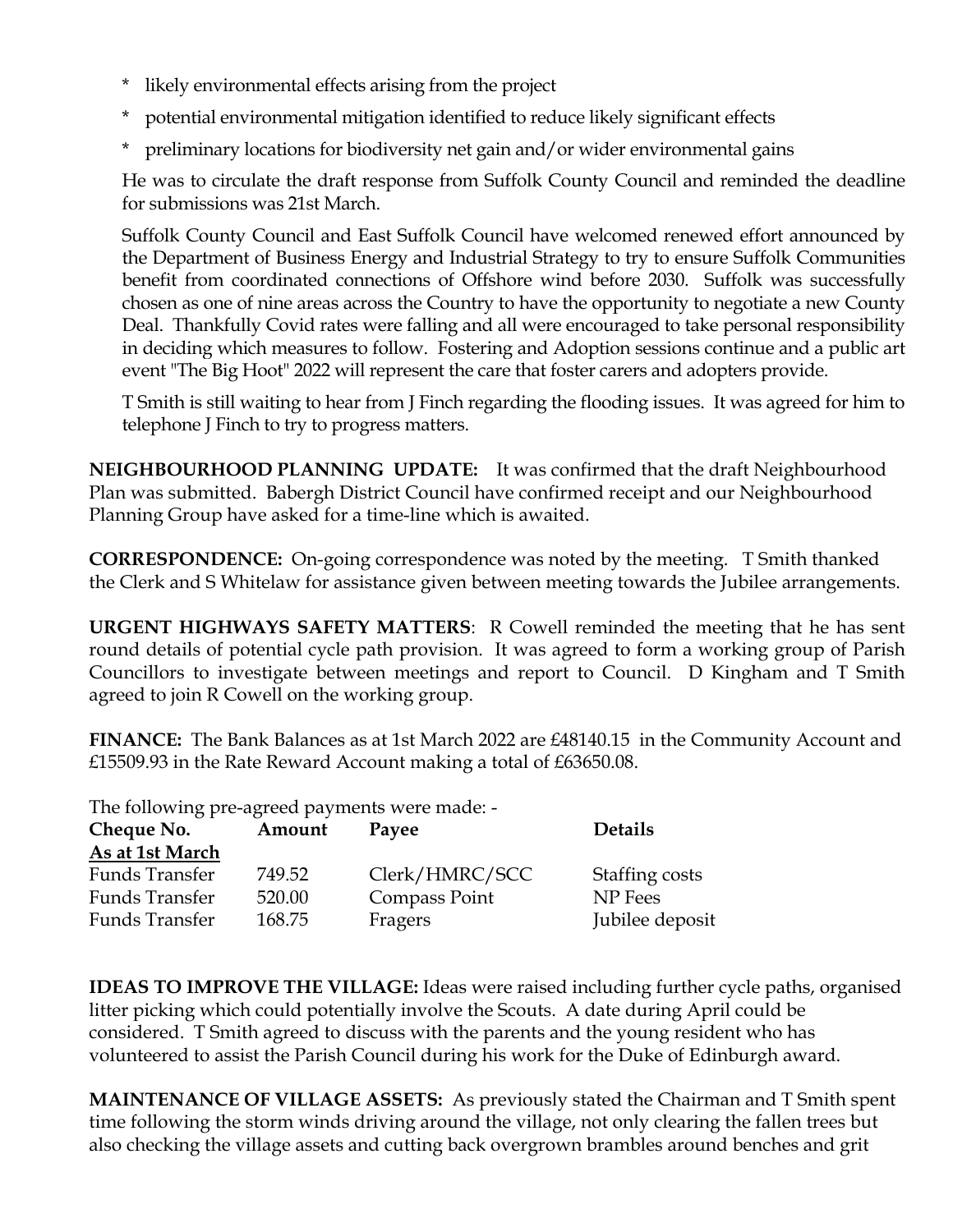* likely environmental effects arising from the project
* potential environmental mitigation identified to reduce likely significant effects
* preliminary locations for biodiversity net gain and/or wider environmental gains

He was to circulate the draft response from Suffolk County Council and reminded the deadline for submissions was 21st March.

Suffolk County Council and East Suffolk Council have welcomed renewed effort announced by the Department of Business Energy and Industrial Strategy to try to ensure Suffolk Communities benefit from coordinated connections of Offshore wind before 2030. Suffolk was successfully chosen as one of nine areas across the Country to have the opportunity to negotiate a new County Deal. Thankfully Covid rates were falling and all were encouraged to take personal responsibility in deciding which measures to follow. Fostering and Adoption sessions continue and a public art event "The Big Hoot" 2022 will represent the care that foster carers and adopters provide.

T Smith is still waiting to hear from J Finch regarding the flooding issues. It was agreed for him to telephone J Finch to try to progress matters.

**NEIGHBOURHOOD PLANNING UPDATE:** It was confirmed that the draft Neighbourhood Plan was submitted. Babergh District Council have confirmed receipt and our Neighbourhood Planning Group have asked for a time-line which is awaited.

**CORRESPONDENCE:** On-going correspondence was noted by the meeting. T Smith thanked the Clerk and S Whitelaw for assistance given between meeting towards the Jubilee arrangements.

**URGENT HIGHWAYS SAFETY MATTERS**: R Cowell reminded the meeting that he has sent round details of potential cycle path provision. It was agreed to form a working group of Parish Councillors to investigate between meetings and report to Council. D Kingham and T Smith agreed to join R Cowell on the working group.

**FINANCE:** The Bank Balances as at 1st March 2022 are £48140.15 in the Community Account and £15509.93 in the Rate Reward Account making a total of £63650.08.

The following pre-agreed payments were made: -

| **Cheque No.** | **Amount** | **Payee** | **Details** |
|---|---|---|---|
| **As at 1st March** | | | |
| Funds Transfer | 749.52 | Clerk/HMRC/SCC | Staffing costs |
| Funds Transfer | 520.00 | Compass Point | NP Fees |
| Funds Transfer | 168.75 | Fragers | Jubilee deposit |

**IDEAS TO IMPROVE THE VILLAGE:** Ideas were raised including further cycle paths, organised litter picking which could potentially involve the Scouts. A date during April could be considered. T Smith agreed to discuss with the parents and the young resident who has volunteered to assist the Parish Council during his work for the Duke of Edinburgh award.

**MAINTENANCE OF VILLAGE ASSETS:** As previously stated the Chairman and T Smith spent time following the storm winds driving around the village, not only clearing the fallen trees but also checking the village assets and cutting back overgrown brambles around benches and grit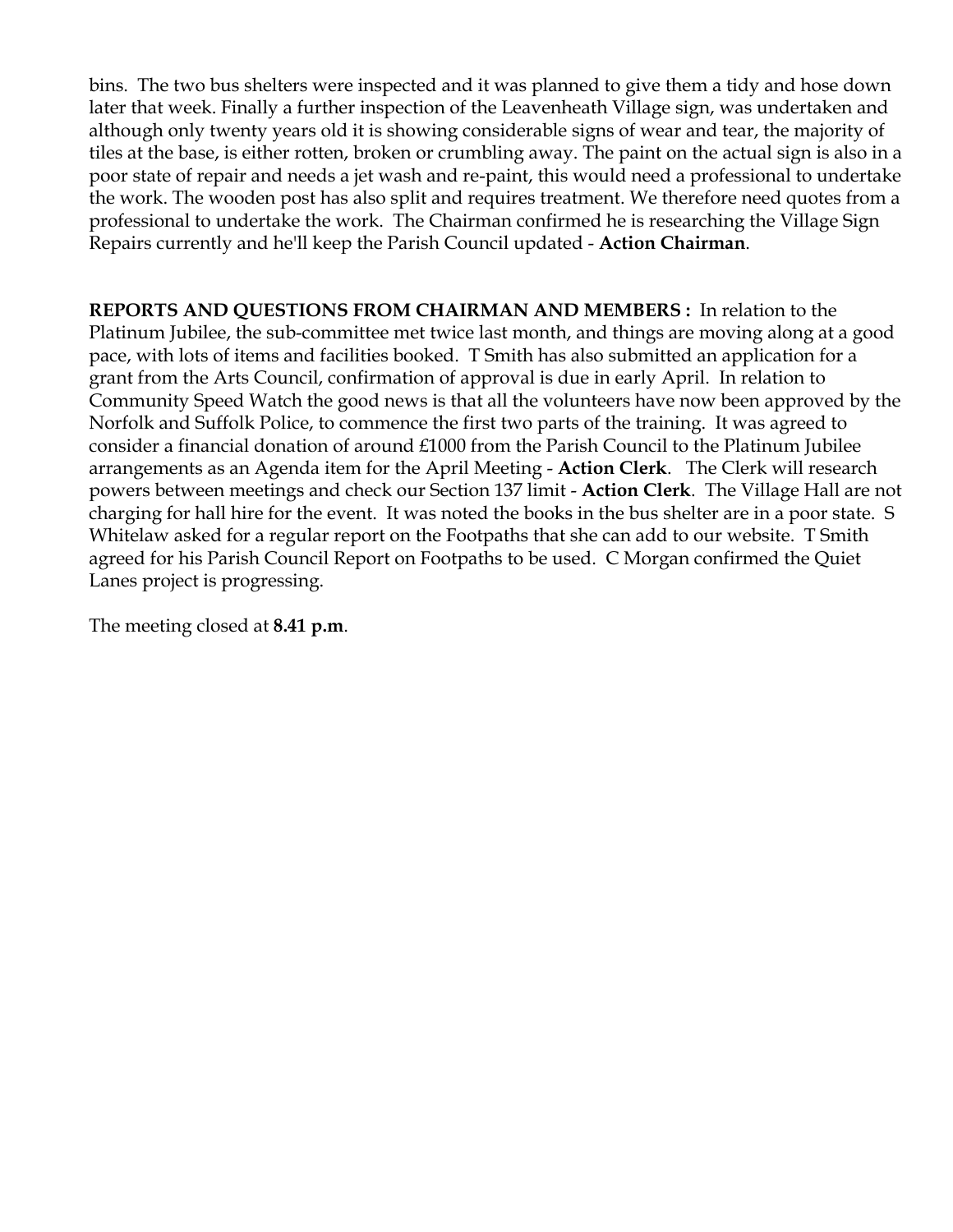bins. The two bus shelters were inspected and it was planned to give them a tidy and hose down later that week. Finally a further inspection of the Leavenheath Village sign, was undertaken and although only twenty years old it is showing considerable signs of wear and tear, the majority of tiles at the base, is either rotten, broken or crumbling away. The paint on the actual sign is also in a poor state of repair and needs a jet wash and re-paint, this would need a professional to undertake the work. The wooden post has also split and requires treatment. We therefore need quotes from a professional to undertake the work. The Chairman confirmed he is researching the Village Sign Repairs currently and he'll keep the Parish Council updated - **Action Chairman**.

**REPORTS AND QUESTIONS FROM CHAIRMAN AND MEMBERS :** In relation to the Platinum Jubilee, the sub-committee met twice last month, and things are moving along at a good pace, with lots of items and facilities booked. T Smith has also submitted an application for a grant from the Arts Council, confirmation of approval is due in early April. In relation to Community Speed Watch the good news is that all the volunteers have now been approved by the Norfolk and Suffolk Police, to commence the first two parts of the training. It was agreed to consider a financial donation of around £1000 from the Parish Council to the Platinum Jubilee arrangements as an Agenda item for the April Meeting - **Action Clerk**. The Clerk will research powers between meetings and check our Section 137 limit - **Action Clerk**. The Village Hall are not charging for hall hire for the event. It was noted the books in the bus shelter are in a poor state. S Whitelaw asked for a regular report on the Footpaths that she can add to our website. T Smith agreed for his Parish Council Report on Footpaths to be used. C Morgan confirmed the Quiet Lanes project is progressing.

The meeting closed at **8.41 p.m**.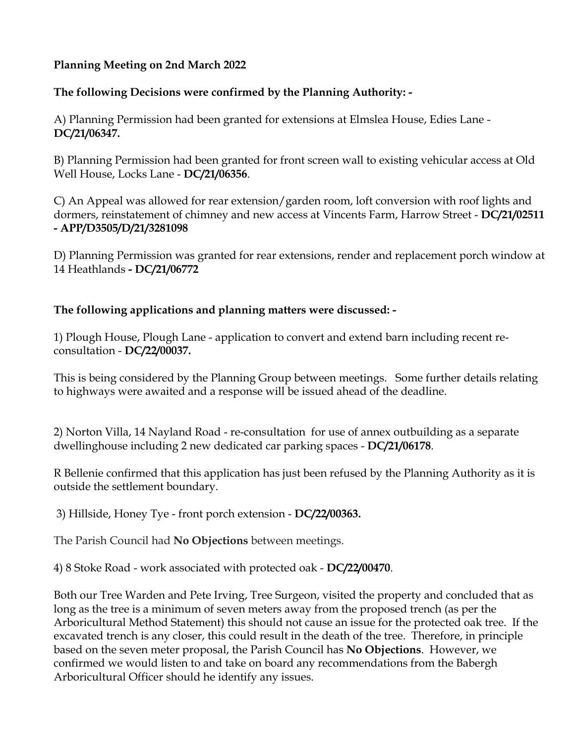**Planning Meeting on 2nd March 2022**

**The following Decisions were confirmed by the Planning Authority: -**

A) Planning Permission had been granted for extensions at Elmslea House, Edies Lane - **DC/21/06347.**

B) Planning Permission had been granted for front screen wall to existing vehicular access at Old Well House, Locks Lane - **DC/21/06356**.

C) An Appeal was allowed for rear extension/garden room, loft conversion with roof lights and dormers, reinstatement of chimney and new access at Vincents Farm, Harrow Street - **DC/21/02511 - APP/D3505/D/21/3281098**

D) Planning Permission was granted for rear extensions, render and replacement porch window at 14 Heathlands **- DC/21/06772**

**The following applications and planning matters were discussed: -**

1) Plough House, Plough Lane - application to convert and extend barn including recent re-consultation - **DC/22/00037.**

This is being considered by the Planning Group between meetings. Some further details relating to highways were awaited and a response will be issued ahead of the deadline.

2) Norton Villa, 14 Nayland Road - re-consultation for use of annex outbuilding as a separate dwellinghouse including 2 new dedicated car parking spaces - **DC/21/06178**.

R Bellenie confirmed that this application has just been refused by the Planning Authority as it is outside the settlement boundary.

3) Hillside, Honey Tye - front porch extension - **DC/22/00363.**

The Parish Council had **No Objections** between meetings.

4) 8 Stoke Road - work associated with protected oak - **DC/22/00470**.

Both our Tree Warden and Pete Irving, Tree Surgeon, visited the property and concluded that as long as the tree is a minimum of seven meters away from the proposed trench (as per the Arboricultural Method Statement) this should not cause an issue for the protected oak tree. If the excavated trench is any closer, this could result in the death of the tree. Therefore, in principle based on the seven meter proposal, the Parish Council has **No Objections**. However, we confirmed we would listen to and take on board any recommendations from the Babergh Arboricultural Officer should he identify any issues.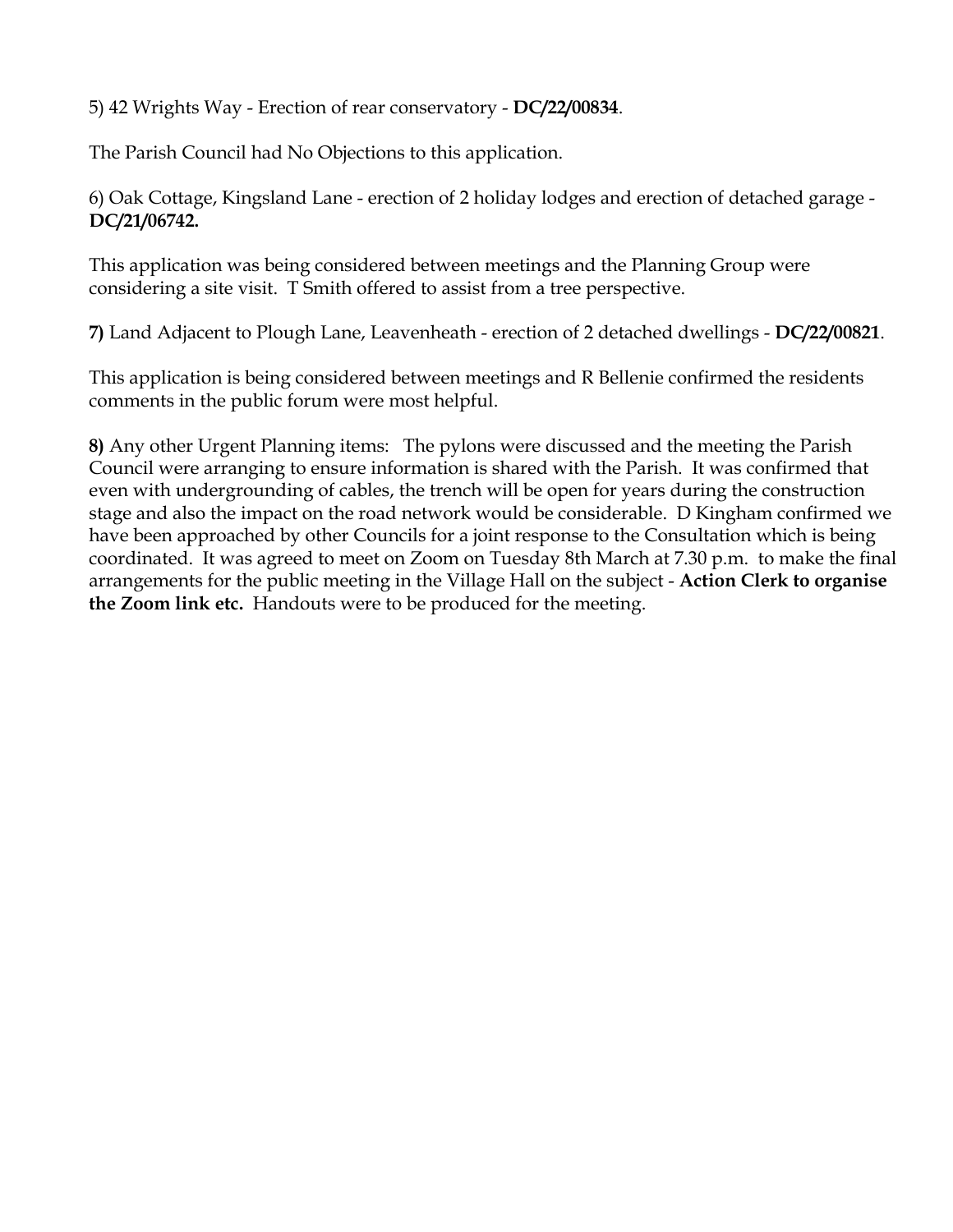5) 42 Wrights Way - Erection of rear conservatory - **DC/22/00834**.

The Parish Council had No Objections to this application.

6) Oak Cottage, Kingsland Lane - erection of 2 holiday lodges and erection of detached garage - **DC/21/06742.**

This application was being considered between meetings and the Planning Group were considering a site visit. T Smith offered to assist from a tree perspective.

**7)** Land Adjacent to Plough Lane, Leavenheath - erection of 2 detached dwellings - **DC/22/00821**.

This application is being considered between meetings and R Bellenie confirmed the residents comments in the public forum were most helpful.

**8)** Any other Urgent Planning items: The pylons were discussed and the meeting the Parish Council were arranging to ensure information is shared with the Parish. It was confirmed that even with undergrounding of cables, the trench will be open for years during the construction stage and also the impact on the road network would be considerable. D Kingham confirmed we have been approached by other Councils for a joint response to the Consultation which is being coordinated. It was agreed to meet on Zoom on Tuesday 8th March at 7.30 p.m. to make the final arrangements for the public meeting in the Village Hall on the subject - **Action Clerk to organise the Zoom link etc.** Handouts were to be produced for the meeting.